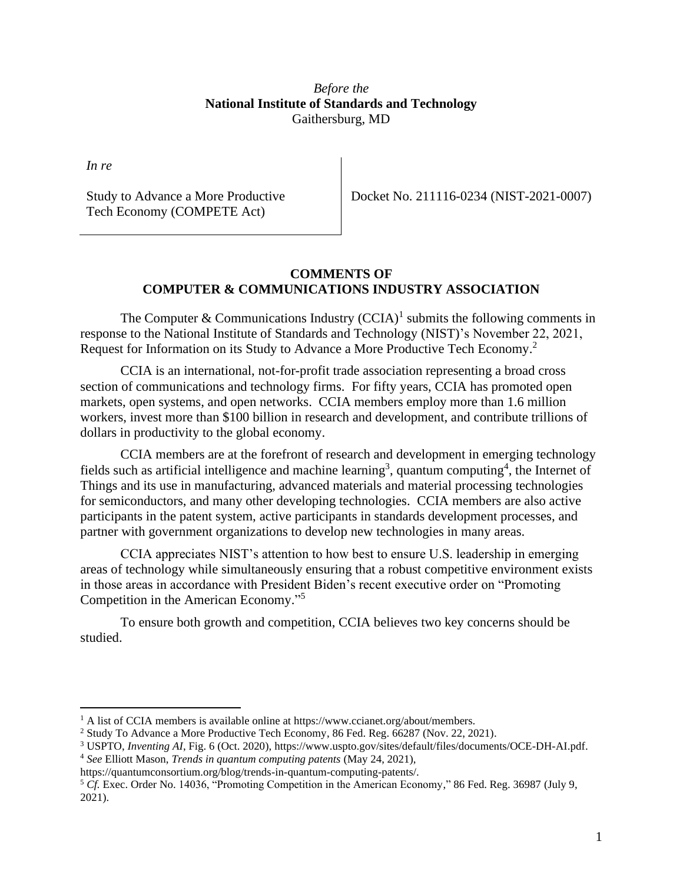*Before the*
**National Institute of Standards and Technology**
Gaithersburg, MD

*In re*

Study to Advance a More Productive Tech Economy (COMPETE Act)

Docket No. 211116-0234 (NIST-2021-0007)

**COMMENTS OF**
**COMPUTER & COMMUNICATIONS INDUSTRY ASSOCIATION**

The Computer & Communications Industry (CCIA)[1] submits the following comments in response to the National Institute of Standards and Technology (NIST)'s November 22, 2021, Request for Information on its Study to Advance a More Productive Tech Economy.[2]

CCIA is an international, not-for-profit trade association representing a broad cross section of communications and technology firms. For fifty years, CCIA has promoted open markets, open systems, and open networks. CCIA members employ more than 1.6 million workers, invest more than $100 billion in research and development, and contribute trillions of dollars in productivity to the global economy.

CCIA members are at the forefront of research and development in emerging technology fields such as artificial intelligence and machine learning[3], quantum computing[4], the Internet of Things and its use in manufacturing, advanced materials and material processing technologies for semiconductors, and many other developing technologies. CCIA members are also active participants in the patent system, active participants in standards development processes, and partner with government organizations to develop new technologies in many areas.

CCIA appreciates NIST's attention to how best to ensure U.S. leadership in emerging areas of technology while simultaneously ensuring that a robust competitive environment exists in those areas in accordance with President Biden's recent executive order on "Promoting Competition in the American Economy."[5]

To ensure both growth and competition, CCIA believes two key concerns should be studied.

---

[1] A list of CCIA members is available online at https://www.ccianet.org/about/members.

[2] Study To Advance a More Productive Tech Economy, 86 Fed. Reg. 66287 (Nov. 22, 2021).

[3] USPTO, *Inventing AI*, Fig. 6 (Oct. 2020), https://www.uspto.gov/sites/default/files/documents/OCE-DH-AI.pdf.

[4] *See* Elliott Mason, *Trends in quantum computing patents* (May 24, 2021), https://quantumconsortium.org/blog/trends-in-quantum-computing-patents/.

[5] *Cf.* Exec. Order No. 14036, "Promoting Competition in the American Economy," 86 Fed. Reg. 36987 (July 9, 2021).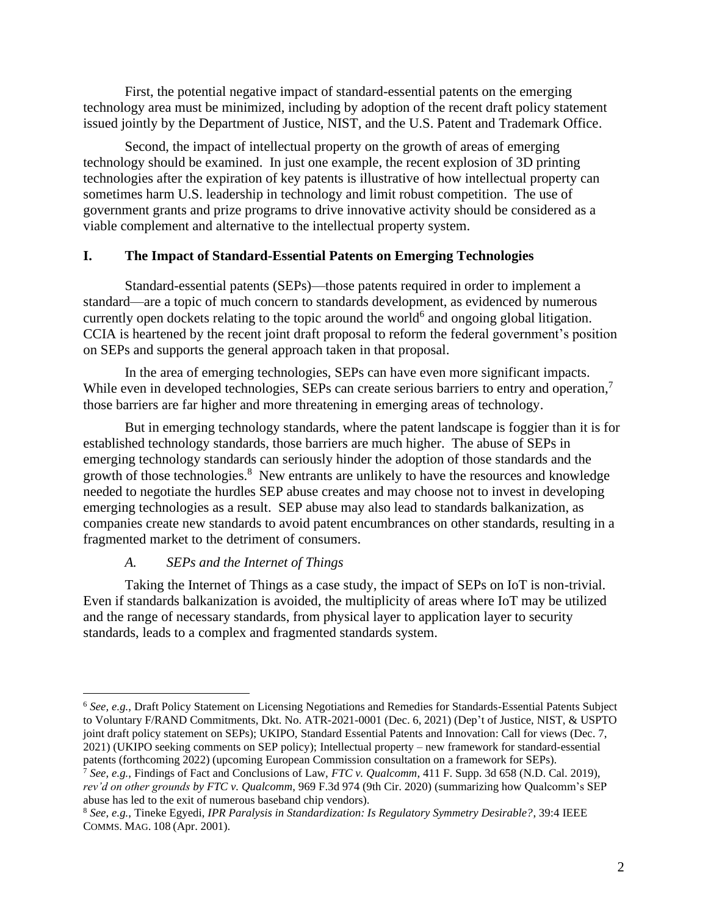First, the potential negative impact of standard-essential patents on the emerging technology area must be minimized, including by adoption of the recent draft policy statement issued jointly by the Department of Justice, NIST, and the U.S. Patent and Trademark Office.

Second, the impact of intellectual property on the growth of areas of emerging technology should be examined. In just one example, the recent explosion of 3D printing technologies after the expiration of key patents is illustrative of how intellectual property can sometimes harm U.S. leadership in technology and limit robust competition. The use of government grants and prize programs to drive innovative activity should be considered as a viable complement and alternative to the intellectual property system.

## I. The Impact of Standard-Essential Patents on Emerging Technologies

Standard-essential patents (SEPs)—those patents required in order to implement a standard—are a topic of much concern to standards development, as evidenced by numerous currently open dockets relating to the topic around the world[6] and ongoing global litigation. CCIA is heartened by the recent joint draft proposal to reform the federal government's position on SEPs and supports the general approach taken in that proposal.

In the area of emerging technologies, SEPs can have even more significant impacts. While even in developed technologies, SEPs can create serious barriers to entry and operation,[7] those barriers are far higher and more threatening in emerging areas of technology.

But in emerging technology standards, where the patent landscape is foggier than it is for established technology standards, those barriers are much higher. The abuse of SEPs in emerging technology standards can seriously hinder the adoption of those standards and the growth of those technologies.[8] New entrants are unlikely to have the resources and knowledge needed to negotiate the hurdles SEP abuse creates and may choose not to invest in developing emerging technologies as a result. SEP abuse may also lead to standards balkanization, as companies create new standards to avoid patent encumbrances on other standards, resulting in a fragmented market to the detriment of consumers.

### *A. SEPs and the Internet of Things*

Taking the Internet of Things as a case study, the impact of SEPs on IoT is non-trivial. Even if standards balkanization is avoided, the multiplicity of areas where IoT may be utilized and the range of necessary standards, from physical layer to application layer to security standards, leads to a complex and fragmented standards system.

---

[6] *See, e.g.*, Draft Policy Statement on Licensing Negotiations and Remedies for Standards-Essential Patents Subject to Voluntary F/RAND Commitments, Dkt. No. ATR-2021-0001 (Dec. 6, 2021) (Dep't of Justice, NIST, & USPTO joint draft policy statement on SEPs); UKIPO, Standard Essential Patents and Innovation: Call for views (Dec. 7, 2021) (UKIPO seeking comments on SEP policy); Intellectual property – new framework for standard-essential patents (forthcoming 2022) (upcoming European Commission consultation on a framework for SEPs).

[7] *See, e.g.*, Findings of Fact and Conclusions of Law, *FTC v. Qualcomm*, 411 F. Supp. 3d 658 (N.D. Cal. 2019), *rev'd on other grounds by FTC v. Qualcomm*, 969 F.3d 974 (9th Cir. 2020) (summarizing how Qualcomm's SEP abuse has led to the exit of numerous baseband chip vendors).

[8] *See, e.g.*, Tineke Egyedi, *IPR Paralysis in Standardization: Is Regulatory Symmetry Desirable?*, 39:4 IEEE COMMS. MAG. 108 (Apr. 2001).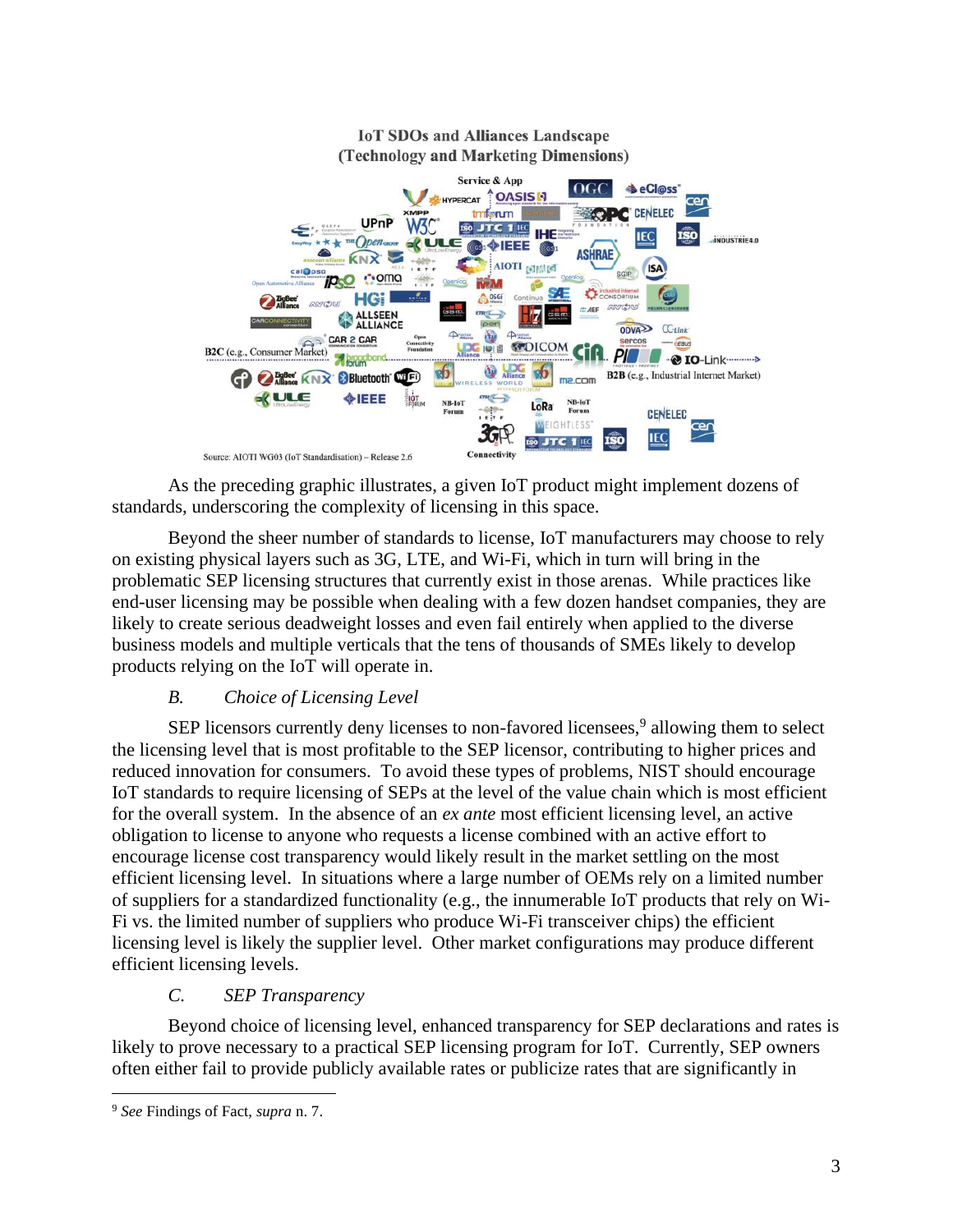IoT SDOs and Alliances Landscape
(Technology and Marketing Dimensions)

Service & App

B2C (e.g., Consumer Market)

B2B (e.g., Industrial Internet Market)

Connectivity

Source: AIOTI WG03 (IoT Standardisation) – Release 2.6

As the preceding graphic illustrates, a given IoT product might implement dozens of standards, underscoring the complexity of licensing in this space.

Beyond the sheer number of standards to license, IoT manufacturers may choose to rely on existing physical layers such as 3G, LTE, and Wi-Fi, which in turn will bring in the problematic SEP licensing structures that currently exist in those arenas. While practices like end-user licensing may be possible when dealing with a few dozen handset companies, they are likely to create serious deadweight losses and even fail entirely when applied to the diverse business models and multiple verticals that the tens of thousands of SMEs likely to develop products relying on the IoT will operate in.

### *B. Choice of Licensing Level*

SEP licensors currently deny licenses to non-favored licensees,[9] allowing them to select the licensing level that is most profitable to the SEP licensor, contributing to higher prices and reduced innovation for consumers. To avoid these types of problems, NIST should encourage IoT standards to require licensing of SEPs at the level of the value chain which is most efficient for the overall system. In the absence of an *ex ante* most efficient licensing level, an active obligation to license to anyone who requests a license combined with an active effort to encourage license cost transparency would likely result in the market settling on the most efficient licensing level. In situations where a large number of OEMs rely on a limited number of suppliers for a standardized functionality (e.g., the innumerable IoT products that rely on Wi-Fi vs. the limited number of suppliers who produce Wi-Fi transceiver chips) the efficient licensing level is likely the supplier level. Other market configurations may produce different efficient licensing levels.

### *C. SEP Transparency*

Beyond choice of licensing level, enhanced transparency for SEP declarations and rates is likely to prove necessary to a practical SEP licensing program for IoT. Currently, SEP owners often either fail to provide publicly available rates or publicize rates that are significantly in

[9] *See* Findings of Fact, *supra* n. 7.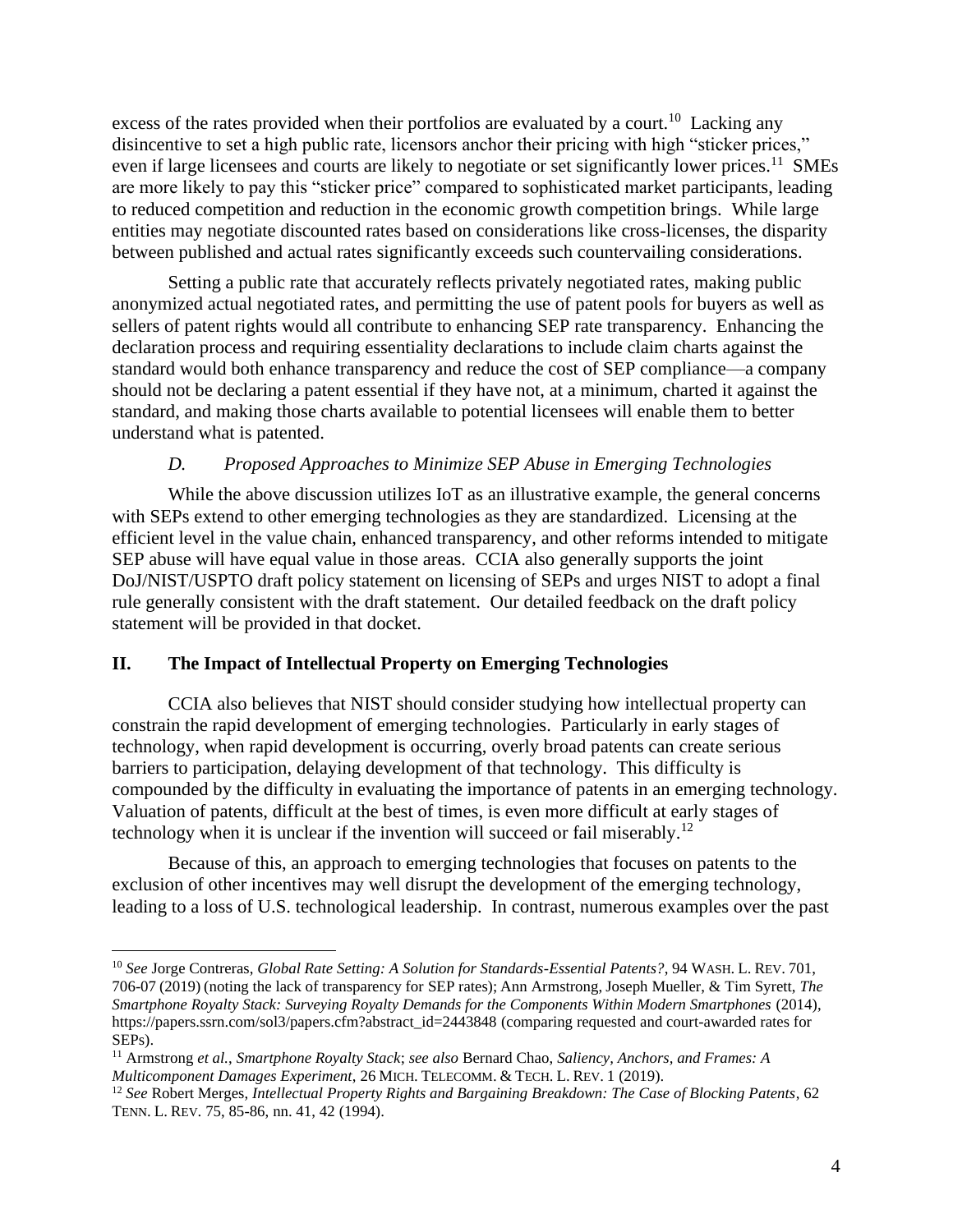excess of the rates provided when their portfolios are evaluated by a court.[10] Lacking any disincentive to set a high public rate, licensors anchor their pricing with high "sticker prices," even if large licensees and courts are likely to negotiate or set significantly lower prices.[11] SMEs are more likely to pay this "sticker price" compared to sophisticated market participants, leading to reduced competition and reduction in the economic growth competition brings. While large entities may negotiate discounted rates based on considerations like cross-licenses, the disparity between published and actual rates significantly exceeds such countervailing considerations.

Setting a public rate that accurately reflects privately negotiated rates, making public anonymized actual negotiated rates, and permitting the use of patent pools for buyers as well as sellers of patent rights would all contribute to enhancing SEP rate transparency. Enhancing the declaration process and requiring essentiality declarations to include claim charts against the standard would both enhance transparency and reduce the cost of SEP compliance—a company should not be declaring a patent essential if they have not, at a minimum, charted it against the standard, and making those charts available to potential licensees will enable them to better understand what is patented.

### *D. Proposed Approaches to Minimize SEP Abuse in Emerging Technologies*

While the above discussion utilizes IoT as an illustrative example, the general concerns with SEPs extend to other emerging technologies as they are standardized. Licensing at the efficient level in the value chain, enhanced transparency, and other reforms intended to mitigate SEP abuse will have equal value in those areas. CCIA also generally supports the joint DoJ/NIST/USPTO draft policy statement on licensing of SEPs and urges NIST to adopt a final rule generally consistent with the draft statement. Our detailed feedback on the draft policy statement will be provided in that docket.

## II. The Impact of Intellectual Property on Emerging Technologies

CCIA also believes that NIST should consider studying how intellectual property can constrain the rapid development of emerging technologies. Particularly in early stages of technology, when rapid development is occurring, overly broad patents can create serious barriers to participation, delaying development of that technology. This difficulty is compounded by the difficulty in evaluating the importance of patents in an emerging technology. Valuation of patents, difficult at the best of times, is even more difficult at early stages of technology when it is unclear if the invention will succeed or fail miserably.[12]

Because of this, an approach to emerging technologies that focuses on patents to the exclusion of other incentives may well disrupt the development of the emerging technology, leading to a loss of U.S. technological leadership. In contrast, numerous examples over the past

---

[10] *See* Jorge Contreras, *Global Rate Setting: A Solution for Standards-Essential Patents?*, 94 WASH. L. REV. 701, 706-07 (2019) (noting the lack of transparency for SEP rates); Ann Armstrong, Joseph Mueller, & Tim Syrett, *The Smartphone Royalty Stack: Surveying Royalty Demands for the Components Within Modern Smartphones* (2014), https://papers.ssrn.com/sol3/papers.cfm?abstract_id=2443848 (comparing requested and court-awarded rates for SEPs).

[11] Armstrong *et al.*, *Smartphone Royalty Stack*; *see also* Bernard Chao, *Saliency, Anchors, and Frames: A Multicomponent Damages Experiment*, 26 MICH. TELECOMM. & TECH. L. REV. 1 (2019).

[12] *See* Robert Merges, *Intellectual Property Rights and Bargaining Breakdown: The Case of Blocking Patents*, 62 TENN. L. REV. 75, 85-86, nn. 41, 42 (1994).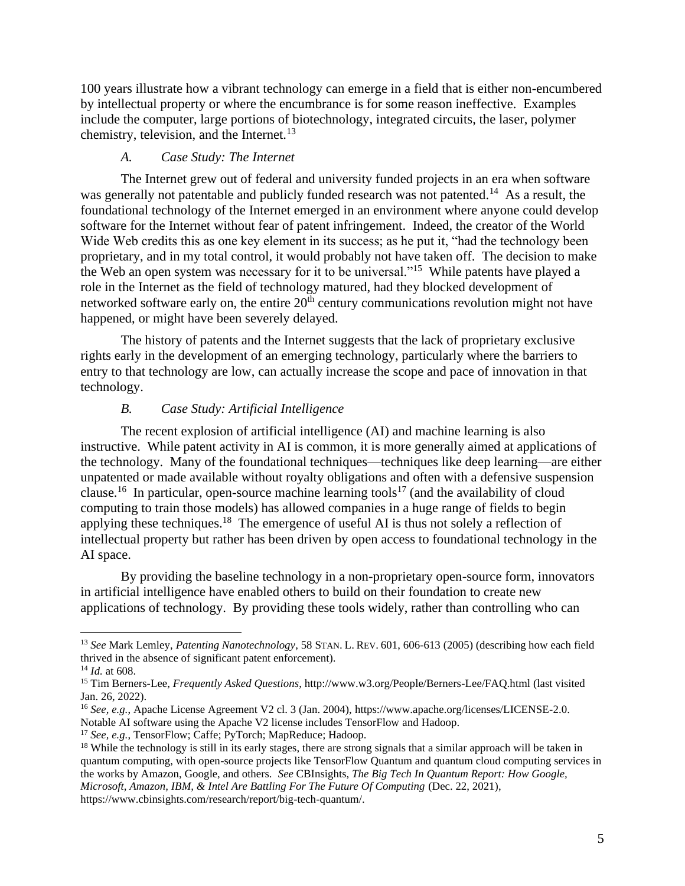100 years illustrate how a vibrant technology can emerge in a field that is either non-encumbered by intellectual property or where the encumbrance is for some reason ineffective. Examples include the computer, large portions of biotechnology, integrated circuits, the laser, polymer chemistry, television, and the Internet.[13]

### *A. Case Study: The Internet*

The Internet grew out of federal and university funded projects in an era when software was generally not patentable and publicly funded research was not patented.[14] As a result, the foundational technology of the Internet emerged in an environment where anyone could develop software for the Internet without fear of patent infringement. Indeed, the creator of the World Wide Web credits this as one key element in its success; as he put it, "had the technology been proprietary, and in my total control, it would probably not have taken off. The decision to make the Web an open system was necessary for it to be universal."[15] While patents have played a role in the Internet as the field of technology matured, had they blocked development of networked software early on, the entire 20th century communications revolution might not have happened, or might have been severely delayed.

The history of patents and the Internet suggests that the lack of proprietary exclusive rights early in the development of an emerging technology, particularly where the barriers to entry to that technology are low, can actually increase the scope and pace of innovation in that technology.

### *B. Case Study: Artificial Intelligence*

The recent explosion of artificial intelligence (AI) and machine learning is also instructive. While patent activity in AI is common, it is more generally aimed at applications of the technology. Many of the foundational techniques—techniques like deep learning—are either unpatented or made available without royalty obligations and often with a defensive suspension clause.[16] In particular, open-source machine learning tools[17] (and the availability of cloud computing to train those models) has allowed companies in a huge range of fields to begin applying these techniques.[18] The emergence of useful AI is thus not solely a reflection of intellectual property but rather has been driven by open access to foundational technology in the AI space.

By providing the baseline technology in a non-proprietary open-source form, innovators in artificial intelligence have enabled others to build on their foundation to create new applications of technology. By providing these tools widely, rather than controlling who can

---

[13] *See* Mark Lemley, *Patenting Nanotechnology*, 58 STAN. L. REV. 601, 606-613 (2005) (describing how each field thrived in the absence of significant patent enforcement).

[14] *Id.* at 608.

[15] Tim Berners-Lee, *Frequently Asked Questions*, http://www.w3.org/People/Berners-Lee/FAQ.html (last visited Jan. 26, 2022).

[16] *See, e.g.*, Apache License Agreement V2 cl. 3 (Jan. 2004), https://www.apache.org/licenses/LICENSE-2.0. Notable AI software using the Apache V2 license includes TensorFlow and Hadoop.

[17] *See, e.g.*, TensorFlow; Caffe; PyTorch; MapReduce; Hadoop.

[18] While the technology is still in its early stages, there are strong signals that a similar approach will be taken in quantum computing, with open-source projects like TensorFlow Quantum and quantum cloud computing services in the works by Amazon, Google, and others. *See* CBInsights, *The Big Tech In Quantum Report: How Google, Microsoft, Amazon, IBM, & Intel Are Battling For The Future Of Computing* (Dec. 22, 2021), https://www.cbinsights.com/research/report/big-tech-quantum/.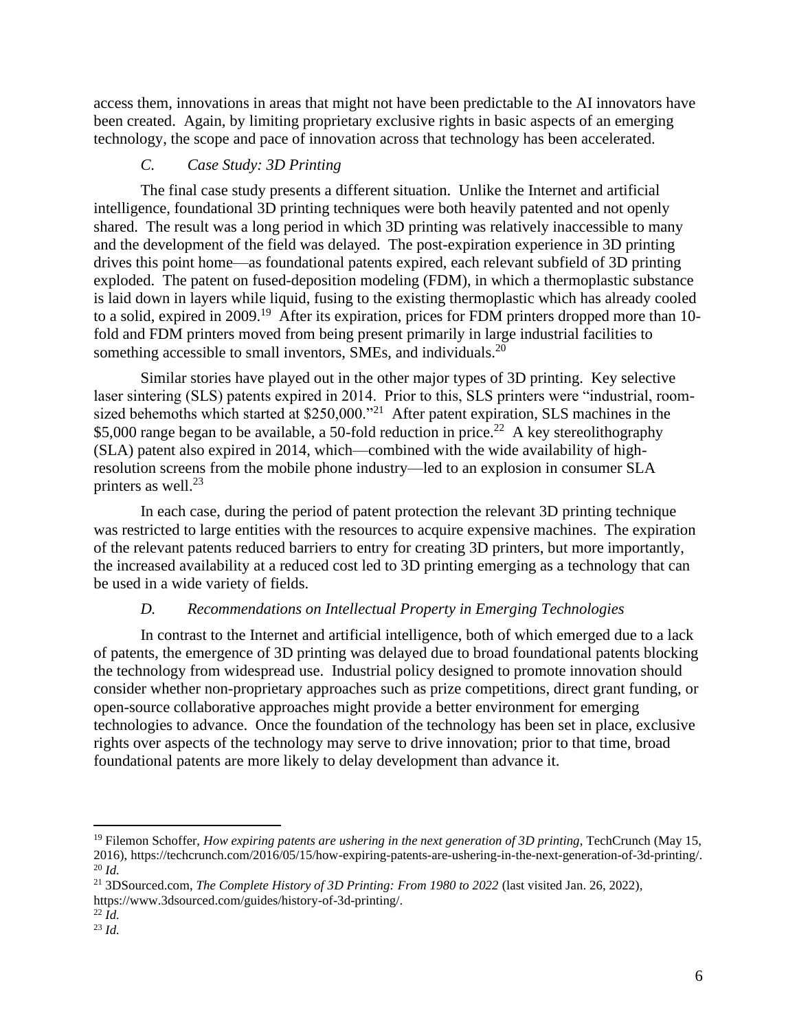access them, innovations in areas that might not have been predictable to the AI innovators have been created. Again, by limiting proprietary exclusive rights in basic aspects of an emerging technology, the scope and pace of innovation across that technology has been accelerated.

### *C. Case Study: 3D Printing*

The final case study presents a different situation. Unlike the Internet and artificial intelligence, foundational 3D printing techniques were both heavily patented and not openly shared. The result was a long period in which 3D printing was relatively inaccessible to many and the development of the field was delayed. The post-expiration experience in 3D printing drives this point home—as foundational patents expired, each relevant subfield of 3D printing exploded. The patent on fused-deposition modeling (FDM), in which a thermoplastic substance is laid down in layers while liquid, fusing to the existing thermoplastic which has already cooled to a solid, expired in 2009.[19] After its expiration, prices for FDM printers dropped more than 10-fold and FDM printers moved from being present primarily in large industrial facilities to something accessible to small inventors, SMEs, and individuals.[20]

Similar stories have played out in the other major types of 3D printing. Key selective laser sintering (SLS) patents expired in 2014. Prior to this, SLS printers were "industrial, room-sized behemoths which started at $250,000."[21] After patent expiration, SLS machines in the $5,000 range began to be available, a 50-fold reduction in price.[22] A key stereolithography (SLA) patent also expired in 2014, which—combined with the wide availability of high-resolution screens from the mobile phone industry—led to an explosion in consumer SLA printers as well.[23]

In each case, during the period of patent protection the relevant 3D printing technique was restricted to large entities with the resources to acquire expensive machines. The expiration of the relevant patents reduced barriers to entry for creating 3D printers, but more importantly, the increased availability at a reduced cost led to 3D printing emerging as a technology that can be used in a wide variety of fields.

### *D. Recommendations on Intellectual Property in Emerging Technologies*

In contrast to the Internet and artificial intelligence, both of which emerged due to a lack of patents, the emergence of 3D printing was delayed due to broad foundational patents blocking the technology from widespread use. Industrial policy designed to promote innovation should consider whether non-proprietary approaches such as prize competitions, direct grant funding, or open-source collaborative approaches might provide a better environment for emerging technologies to advance. Once the foundation of the technology has been set in place, exclusive rights over aspects of the technology may serve to drive innovation; prior to that time, broad foundational patents are more likely to delay development than advance it.

---

[19] Filemon Schoffer, *How expiring patents are ushering in the next generation of 3D printing*, TechCrunch (May 15, 2016), https://techcrunch.com/2016/05/15/how-expiring-patents-are-ushering-in-the-next-generation-of-3d-printing/.

[20] *Id.*

[21] 3DSourced.com, *The Complete History of 3D Printing: From 1980 to 2022* (last visited Jan. 26, 2022), https://www.3dsourced.com/guides/history-of-3d-printing/.

[22] *Id.*

[23] *Id.*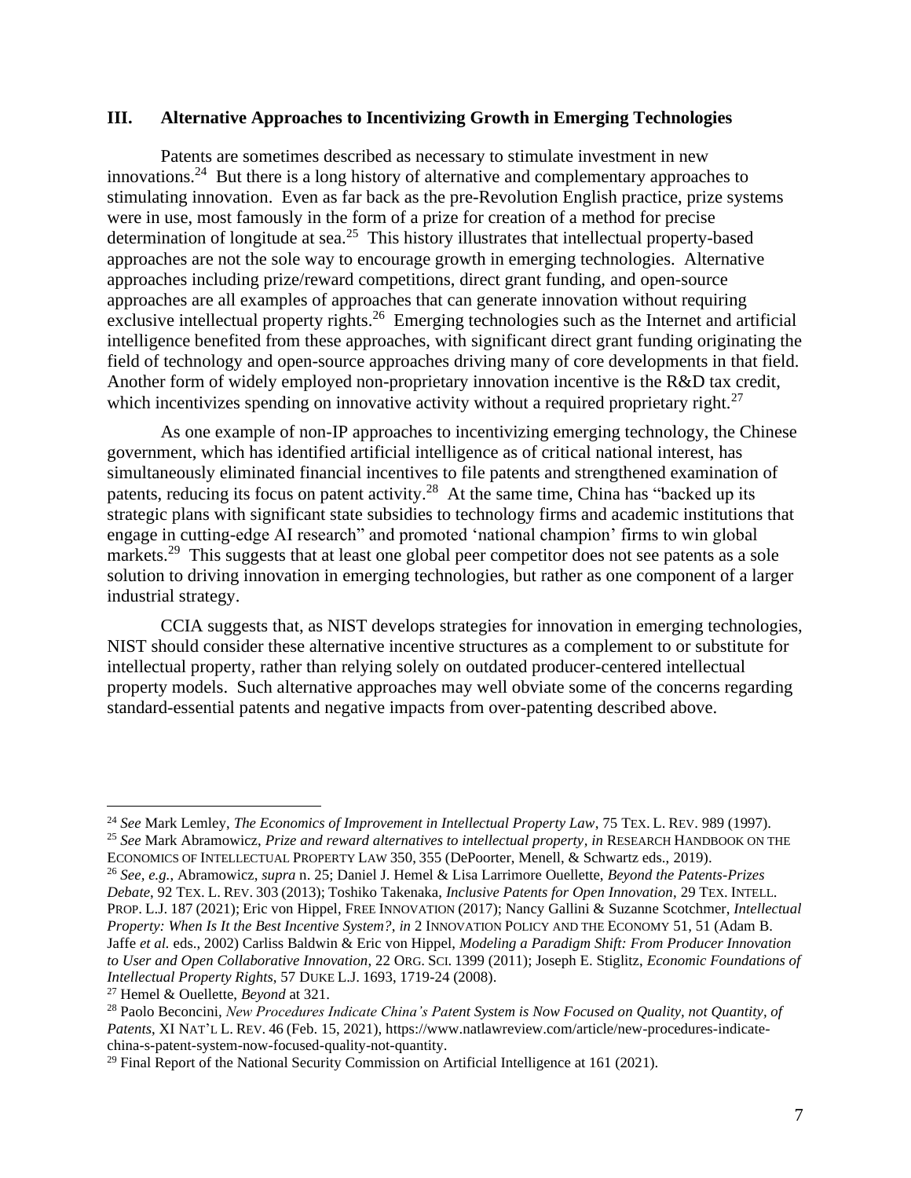## III. Alternative Approaches to Incentivizing Growth in Emerging Technologies

Patents are sometimes described as necessary to stimulate investment in new innovations.[24] But there is a long history of alternative and complementary approaches to stimulating innovation. Even as far back as the pre-Revolution English practice, prize systems were in use, most famously in the form of a prize for creation of a method for precise determination of longitude at sea.[25] This history illustrates that intellectual property-based approaches are not the sole way to encourage growth in emerging technologies. Alternative approaches including prize/reward competitions, direct grant funding, and open-source approaches are all examples of approaches that can generate innovation without requiring exclusive intellectual property rights.[26] Emerging technologies such as the Internet and artificial intelligence benefited from these approaches, with significant direct grant funding originating the field of technology and open-source approaches driving many of core developments in that field. Another form of widely employed non-proprietary innovation incentive is the R&D tax credit, which incentivizes spending on innovative activity without a required proprietary right.[27]

As one example of non-IP approaches to incentivizing emerging technology, the Chinese government, which has identified artificial intelligence as of critical national interest, has simultaneously eliminated financial incentives to file patents and strengthened examination of patents, reducing its focus on patent activity.[28] At the same time, China has "backed up its strategic plans with significant state subsidies to technology firms and academic institutions that engage in cutting-edge AI research" and promoted 'national champion' firms to win global markets.[29] This suggests that at least one global peer competitor does not see patents as a sole solution to driving innovation in emerging technologies, but rather as one component of a larger industrial strategy.

CCIA suggests that, as NIST develops strategies for innovation in emerging technologies, NIST should consider these alternative incentive structures as a complement to or substitute for intellectual property, rather than relying solely on outdated producer-centered intellectual property models. Such alternative approaches may well obviate some of the concerns regarding standard-essential patents and negative impacts from over-patenting described above.

---

[24] *See* Mark Lemley, *The Economics of Improvement in Intellectual Property Law*, 75 TEX. L. REV. 989 (1997).

[25] *See* Mark Abramowicz, *Prize and reward alternatives to intellectual property*, *in* RESEARCH HANDBOOK ON THE ECONOMICS OF INTELLECTUAL PROPERTY LAW 350, 355 (DePoorter, Menell, & Schwartz eds., 2019).

[26] *See, e.g.*, Abramowicz, *supra* n. 25; Daniel J. Hemel & Lisa Larrimore Ouellette, *Beyond the Patents-Prizes Debate*, 92 TEX. L. REV. 303 (2013); Toshiko Takenaka, *Inclusive Patents for Open Innovation*, 29 TEX. INTELL. PROP. L.J. 187 (2021); Eric von Hippel, FREE INNOVATION (2017); Nancy Gallini & Suzanne Scotchmer, *Intellectual Property: When Is It the Best Incentive System?*, *in* 2 INNOVATION POLICY AND THE ECONOMY 51, 51 (Adam B. Jaffe *et al.* eds., 2002) Carliss Baldwin & Eric von Hippel, *Modeling a Paradigm Shift: From Producer Innovation to User and Open Collaborative Innovation*, 22 ORG. SCI. 1399 (2011); Joseph E. Stiglitz, *Economic Foundations of Intellectual Property Rights*, 57 DUKE L.J. 1693, 1719-24 (2008).

[27] Hemel & Ouellette, *Beyond* at 321.

[28] Paolo Beconcini, *New Procedures Indicate China's Patent System is Now Focused on Quality, not Quantity, of Patents*, XI NAT'L L. REV. 46 (Feb. 15, 2021), https://www.natlawreview.com/article/new-procedures-indicate-china-s-patent-system-now-focused-quality-not-quantity.

[29] Final Report of the National Security Commission on Artificial Intelligence at 161 (2021).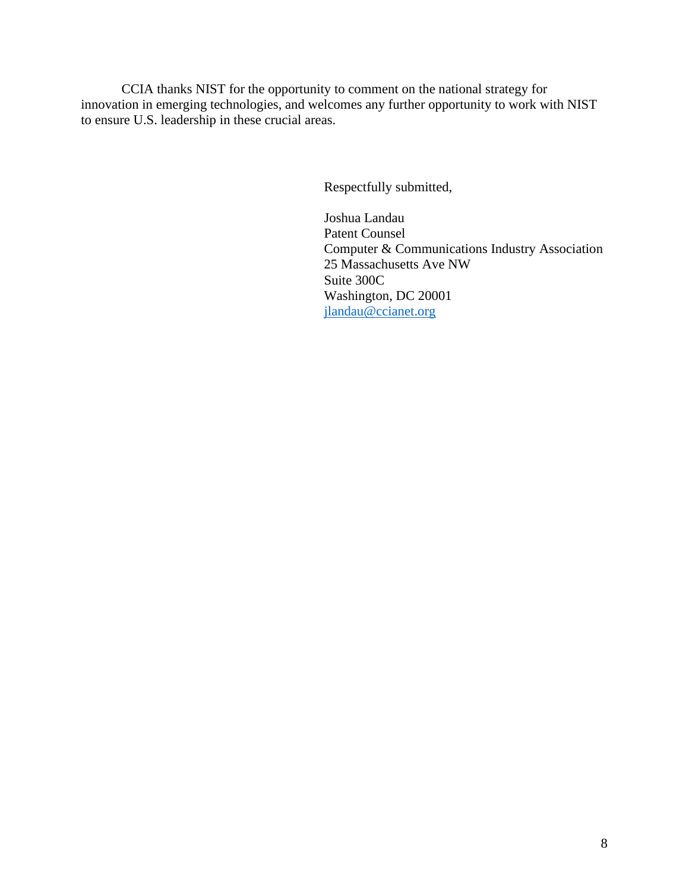CCIA thanks NIST for the opportunity to comment on the national strategy for innovation in emerging technologies, and welcomes any further opportunity to work with NIST to ensure U.S. leadership in these crucial areas.

Respectfully submitted,

Joshua Landau
Patent Counsel
Computer & Communications Industry Association
25 Massachusetts Ave NW
Suite 300C
Washington, DC 20001
jlandau@ccianet.org